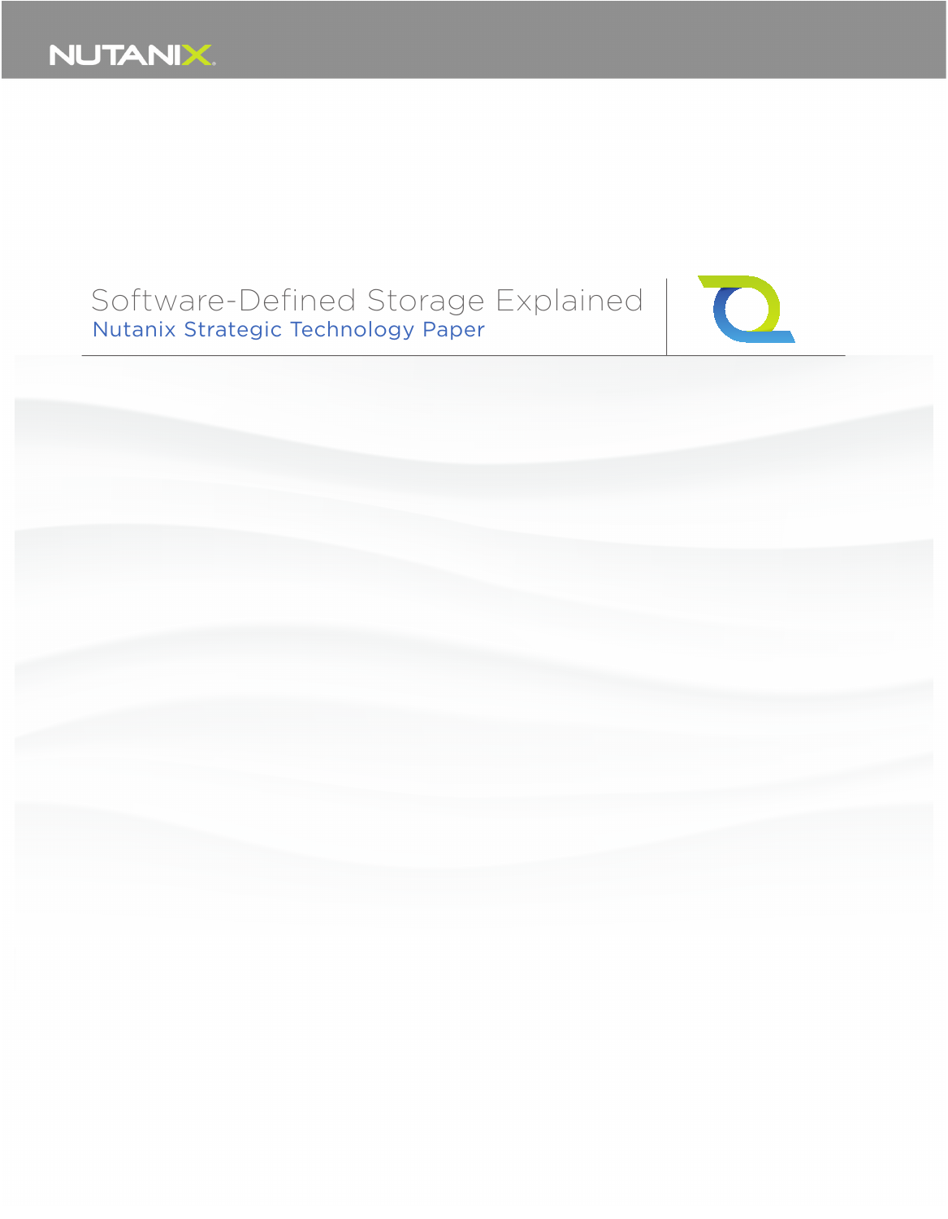NUTANIX

# Software-Defined Storage Explained

## Nutanix Strategic Technology Paper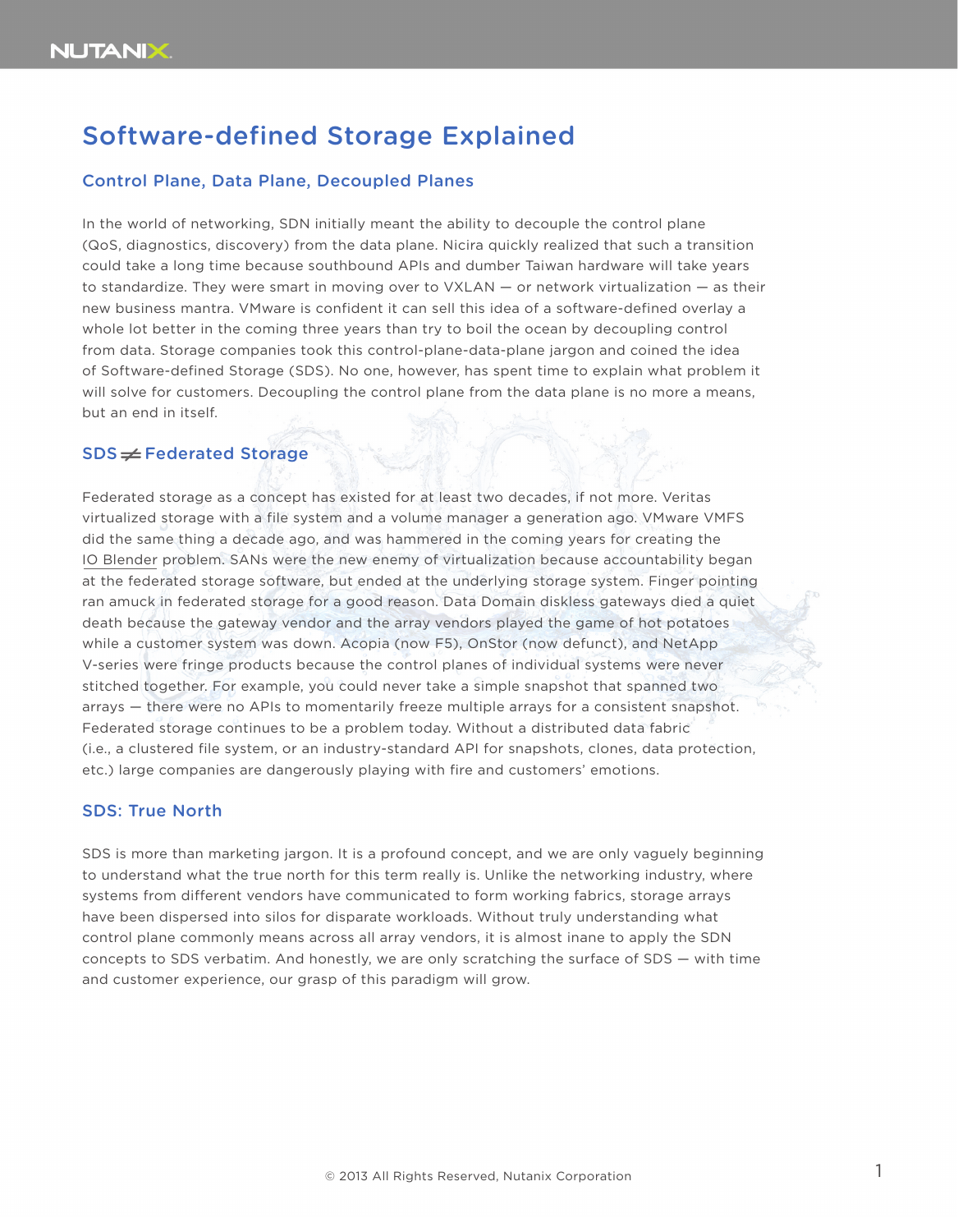# Software-defined Storage Explained

## Control Plane, Data Plane, Decoupled Planes

In the world of networking, SDN initially meant the ability to decouple the control plane (QoS, diagnostics, discovery) from the data plane. Nicira quickly realized that such a transition could take a long time because southbound APIs and dumber Taiwan hardware will take years to standardize. They were smart in moving over to VXLAN — or network virtualization — as their new business mantra. VMware is confident it can sell this idea of a software-defined overlay a whole lot better in the coming three years than try to boil the ocean by decoupling control from data. Storage companies took this control-plane-data-plane jargon and coined the idea of Software-defined Storage (SDS). No one, however, has spent time to explain what problem it will solve for customers. Decoupling the control plane from the data plane is no more a means, but an end in itself.

## SDS ≠ Federated Storage

Federated storage as a concept has existed for at least two decades, if not more. Veritas virtualized storage with a file system and a volume manager a generation ago. VMware VMFS did the same thing a decade ago, and was hammered in the coming years for creating the IO Blender problem. SANs were the new enemy of virtualization because accountability began at the federated storage software, but ended at the underlying storage system. Finger pointing ran amuck in federated storage for a good reason. Data Domain diskless gateways died a quiet death because the gateway vendor and the array vendors played the game of hot potatoes while a customer system was down. Acopia (now F5), OnStor (now defunct), and NetApp V-series were fringe products because the control planes of individual systems were never stitched together. For example, you could never take a simple snapshot that spanned two arrays — there were no APIs to momentarily freeze multiple arrays for a consistent snapshot. Federated storage continues to be a problem today. Without a distributed data fabric (i.e., a clustered file system, or an industry-standard API for snapshots, clones, data protection, etc.) large companies are dangerously playing with fire and customers' emotions.

## SDS: True North

SDS is more than marketing jargon. It is a profound concept, and we are only vaguely beginning to understand what the true north for this term really is. Unlike the networking industry, where systems from different vendors have communicated to form working fabrics, storage arrays have been dispersed into silos for disparate workloads. Without truly understanding what control plane commonly means across all array vendors, it is almost inane to apply the SDN concepts to SDS verbatim. And honestly, we are only scratching the surface of SDS — with time and customer experience, our grasp of this paradigm will grow.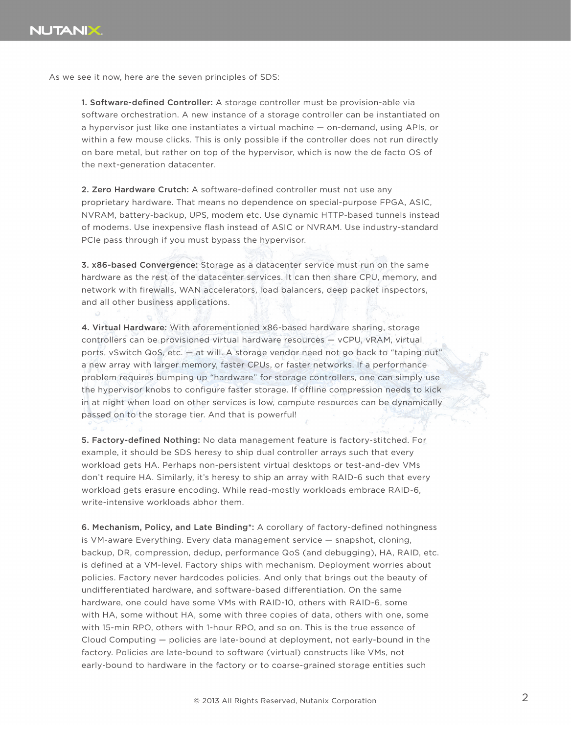As we see it now, here are the seven principles of SDS:

**1. Software-defined Controller:** A storage controller must be provision-able via software orchestration. A new instance of a storage controller can be instantiated on a hypervisor just like one instantiates a virtual machine — on-demand, using APIs, or within a few mouse clicks. This is only possible if the controller does not run directly on bare metal, but rather on top of the hypervisor, which is now the de facto OS of the next-generation datacenter.

**2. Zero Hardware Crutch:** A software-defined controller must not use any proprietary hardware. That means no dependence on special-purpose FPGA, ASIC, NVRAM, battery-backup, UPS, modem etc. Use dynamic HTTP-based tunnels instead of modems. Use inexpensive flash instead of ASIC or NVRAM. Use industry-standard PCIe pass through if you must bypass the hypervisor.

**3. x86-based Convergence:** Storage as a datacenter service must run on the same hardware as the rest of the datacenter services. It can then share CPU, memory, and network with firewalls, WAN accelerators, load balancers, deep packet inspectors, and all other business applications.

**4. Virtual Hardware:** With aforementioned x86-based hardware sharing, storage controllers can be provisioned virtual hardware resources — vCPU, vRAM, virtual ports, vSwitch QoS, etc. — at will. A storage vendor need not go back to "taping out" a new array with larger memory, faster CPUs, or faster networks. If a performance problem requires bumping up "hardware" for storage controllers, one can simply use the hypervisor knobs to configure faster storage. If offline compression needs to kick in at night when load on other services is low, compute resources can be dynamically passed on to the storage tier. And that is powerful!

**5. Factory-defined Nothing:** No data management feature is factory-stitched. For example, it should be SDS heresy to ship dual controller arrays such that every workload gets HA. Perhaps non-persistent virtual desktops or test-and-dev VMs don't require HA. Similarly, it's heresy to ship an array with RAID-6 such that every workload gets erasure encoding. While read-mostly workloads embrace RAID-6, write-intensive workloads abhor them.

**6. Mechanism, Policy, and Late Binding*:** A corollary of factory-defined nothingness is VM-aware Everything. Every data management service — snapshot, cloning, backup, DR, compression, dedup, performance QoS (and debugging), HA, RAID, etc. is defined at a VM-level. Factory ships with mechanism. Deployment worries about policies. Factory never hardcodes policies. And only that brings out the beauty of undifferentiated hardware, and software-based differentiation. On the same hardware, one could have some VMs with RAID-10, others with RAID-6, some with HA, some without HA, some with three copies of data, others with one, some with 15-min RPO, others with 1-hour RPO, and so on. This is the true essence of Cloud Computing — policies are late-bound at deployment, not early-bound in the factory. Policies are late-bound to software (virtual) constructs like VMs, not early-bound to hardware in the factory or to coarse-grained storage entities such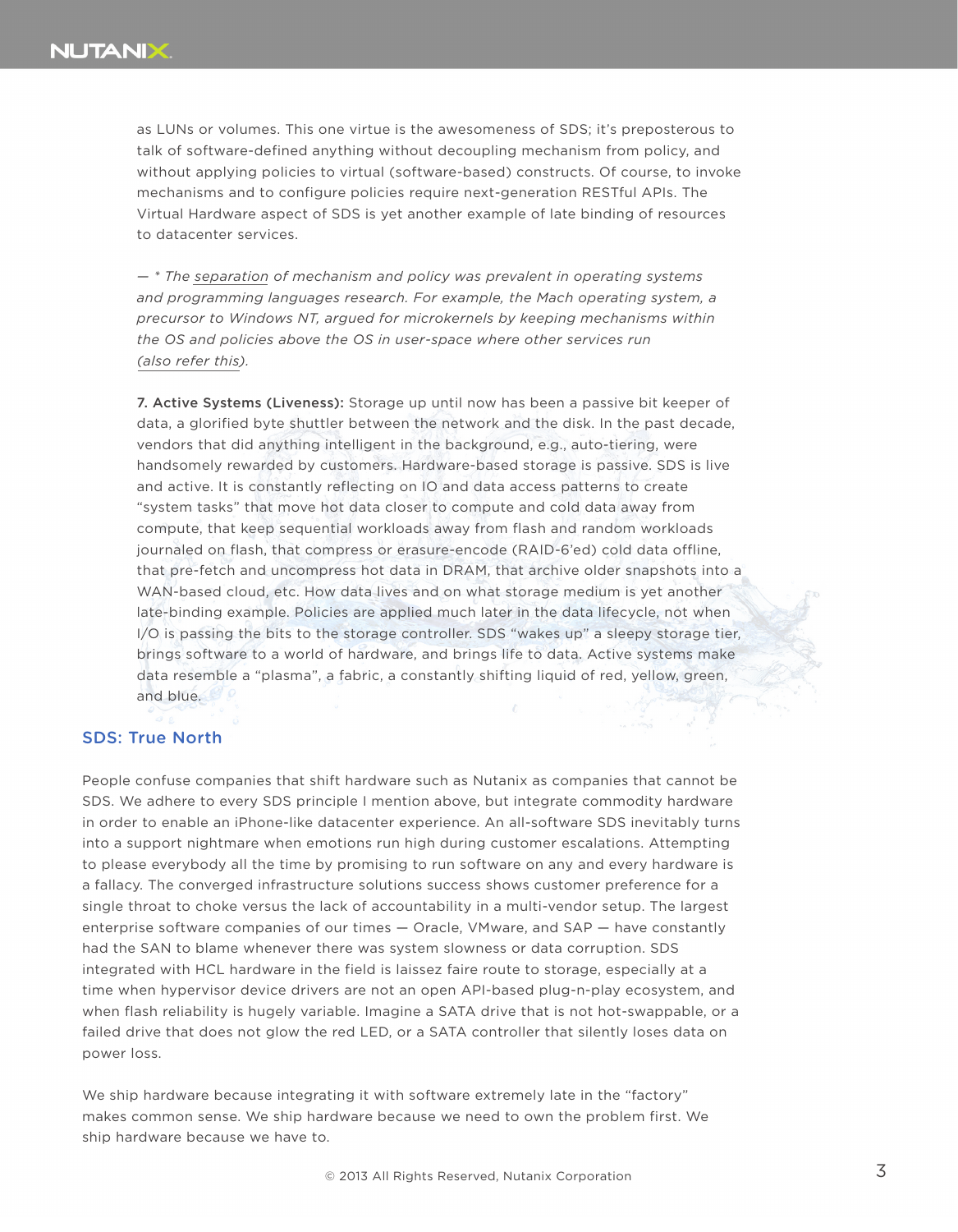as LUNs or volumes. This one virtue is the awesomeness of SDS; it's preposterous to talk of software-defined anything without decoupling mechanism from policy, and without applying policies to virtual (software-based) constructs. Of course, to invoke mechanisms and to configure policies require next-generation RESTful APIs. The Virtual Hardware aspect of SDS is yet another example of late binding of resources to datacenter services.

— * *The separation of mechanism and policy was prevalent in operating systems and programming languages research. For example, the Mach operating system, a precursor to Windows NT, argued for microkernels by keeping mechanisms within the OS and policies above the OS in user-space where other services run (also refer this).*

**7. Active Systems (Liveness):** Storage up until now has been a passive bit keeper of data, a glorified byte shuttler between the network and the disk. In the past decade, vendors that did anything intelligent in the background, e.g., auto-tiering, were handsomely rewarded by customers. Hardware-based storage is passive. SDS is live and active. It is constantly reflecting on IO and data access patterns to create "system tasks" that move hot data closer to compute and cold data away from compute, that keep sequential workloads away from flash and random workloads journaled on flash, that compress or erasure-encode (RAID-6'ed) cold data offline, that pre-fetch and uncompress hot data in DRAM, that archive older snapshots into a WAN-based cloud, etc. How data lives and on what storage medium is yet another late-binding example. Policies are applied much later in the data lifecycle, not when I/O is passing the bits to the storage controller. SDS "wakes up" a sleepy storage tier, brings software to a world of hardware, and brings life to data. Active systems make data resemble a "plasma", a fabric, a constantly shifting liquid of red, yellow, green, and blue.

## SDS: True North

People confuse companies that shift hardware such as Nutanix as companies that cannot be SDS. We adhere to every SDS principle I mention above, but integrate commodity hardware in order to enable an iPhone-like datacenter experience. An all-software SDS inevitably turns into a support nightmare when emotions run high during customer escalations. Attempting to please everybody all the time by promising to run software on any and every hardware is a fallacy. The converged infrastructure solutions success shows customer preference for a single throat to choke versus the lack of accountability in a multi-vendor setup. The largest enterprise software companies of our times — Oracle, VMware, and SAP — have constantly had the SAN to blame whenever there was system slowness or data corruption. SDS integrated with HCL hardware in the field is laissez faire route to storage, especially at a time when hypervisor device drivers are not an open API-based plug-n-play ecosystem, and when flash reliability is hugely variable. Imagine a SATA drive that is not hot-swappable, or a failed drive that does not glow the red LED, or a SATA controller that silently loses data on power loss.

We ship hardware because integrating it with software extremely late in the "factory" makes common sense. We ship hardware because we need to own the problem first. We ship hardware because we have to.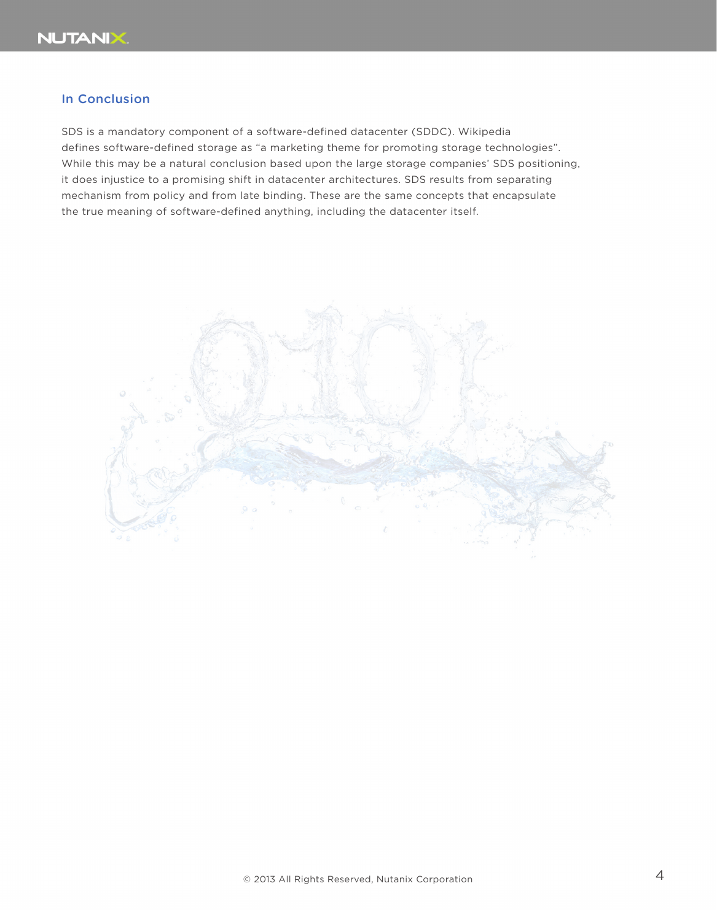## In Conclusion

SDS is a mandatory component of a software-defined datacenter (SDDC). Wikipedia defines software-defined storage as “a marketing theme for promoting storage technologies”. While this may be a natural conclusion based upon the large storage companies’ SDS positioning, it does injustice to a promising shift in datacenter architectures. SDS results from separating mechanism from policy and from late binding. These are the same concepts that encapsulate the true meaning of software-defined anything, including the datacenter itself.